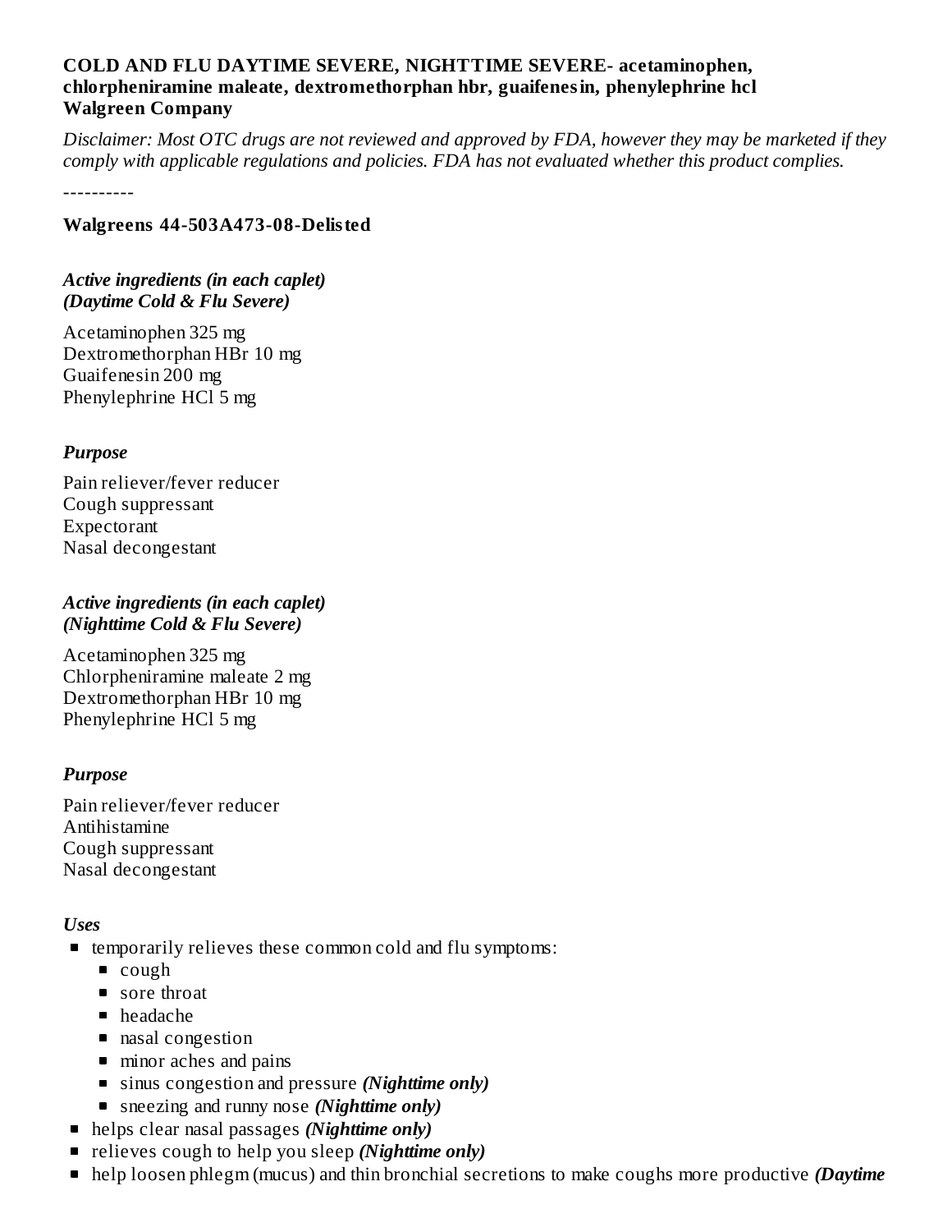**COLD AND FLU DAYTIME SEVERE, NIGHTTIME SEVERE- acetaminophen, chlorpheniramine maleate, dextromethorphan hbr, guaifenesin, phenylephrine hcl**
**Walgreen Company**

*Disclaimer: Most OTC drugs are not reviewed and approved by FDA, however they may be marketed if they comply with applicable regulations and policies. FDA has not evaluated whether this product complies.*

----------

**Walgreens 44-503A473-08-Delisted**

***Active ingredients (in each caplet)***
***(Daytime Cold & Flu Severe)***

Acetaminophen 325 mg
Dextromethorphan HBr 10 mg
Guaifenesin 200 mg
Phenylephrine HCl 5 mg

***Purpose***

Pain reliever/fever reducer
Cough suppressant
Expectorant
Nasal decongestant

***Active ingredients (in each caplet)***
***(Nighttime Cold & Flu Severe)***

Acetaminophen 325 mg
Chlorpheniramine maleate 2 mg
Dextromethorphan HBr 10 mg
Phenylephrine HCl 5 mg

***Purpose***

Pain reliever/fever reducer
Antihistamine
Cough suppressant
Nasal decongestant

***Uses***

- temporarily relieves these common cold and flu symptoms:
  - cough
  - sore throat
  - headache
  - nasal congestion
  - minor aches and pains
  - sinus congestion and pressure ***(Nighttime only)***
  - sneezing and runny nose ***(Nighttime only)***
- helps clear nasal passages ***(Nighttime only)***
- relieves cough to help you sleep ***(Nighttime only)***
- help loosen phlegm (mucus) and thin bronchial secretions to make coughs more productive ***(Daytime***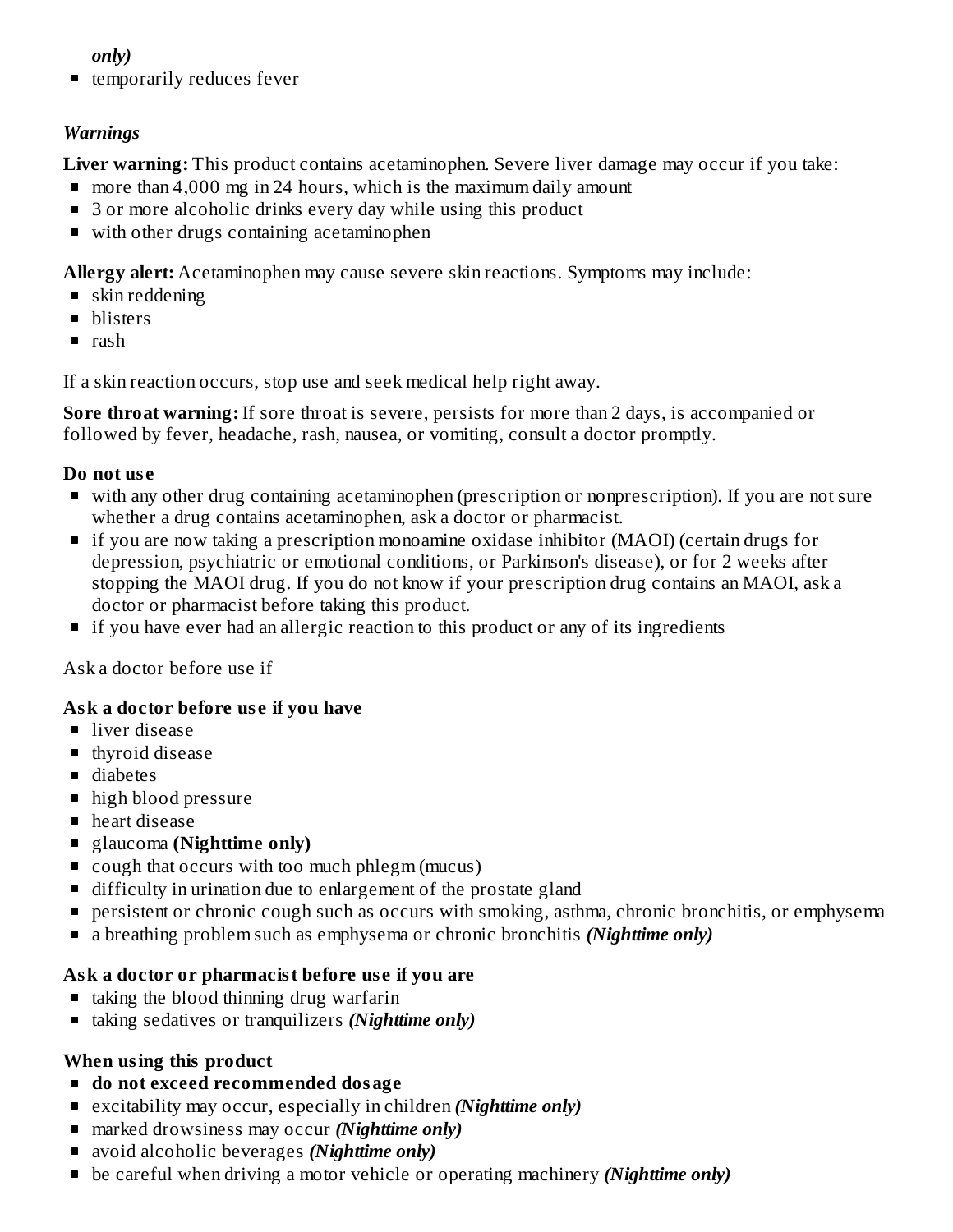*only)*

- temporarily reduces fever

### *Warnings*

**Liver warning:** This product contains acetaminophen. Severe liver damage may occur if you take:

- more than 4,000 mg in 24 hours, which is the maximum daily amount
- 3 or more alcoholic drinks every day while using this product
- with other drugs containing acetaminophen

**Allergy alert:** Acetaminophen may cause severe skin reactions. Symptoms may include:

- skin reddening
- blisters
- rash

If a skin reaction occurs, stop use and seek medical help right away.

**Sore throat warning:** If sore throat is severe, persists for more than 2 days, is accompanied or followed by fever, headache, rash, nausea, or vomiting, consult a doctor promptly.

**Do not use**

- with any other drug containing acetaminophen (prescription or nonprescription). If you are not sure whether a drug contains acetaminophen, ask a doctor or pharmacist.
- if you are now taking a prescription monoamine oxidase inhibitor (MAOI) (certain drugs for depression, psychiatric or emotional conditions, or Parkinson's disease), or for 2 weeks after stopping the MAOI drug. If you do not know if your prescription drug contains an MAOI, ask a doctor or pharmacist before taking this product.
- if you have ever had an allergic reaction to this product or any of its ingredients

Ask a doctor before use if

**Ask a doctor before use if you have**

- liver disease
- thyroid disease
- diabetes
- high blood pressure
- heart disease
- glaucoma **(Nighttime only)**
- cough that occurs with too much phlegm (mucus)
- difficulty in urination due to enlargement of the prostate gland
- persistent or chronic cough such as occurs with smoking, asthma, chronic bronchitis, or emphysema
- a breathing problem such as emphysema or chronic bronchitis ***(Nighttime only)***

**Ask a doctor or pharmacist before use if you are**

- taking the blood thinning drug warfarin
- taking sedatives or tranquilizers ***(Nighttime only)***

**When using this product**

- **do not exceed recommended dosage**
- excitability may occur, especially in children ***(Nighttime only)***
- marked drowsiness may occur ***(Nighttime only)***
- avoid alcoholic beverages ***(Nighttime only)***
- be careful when driving a motor vehicle or operating machinery ***(Nighttime only)***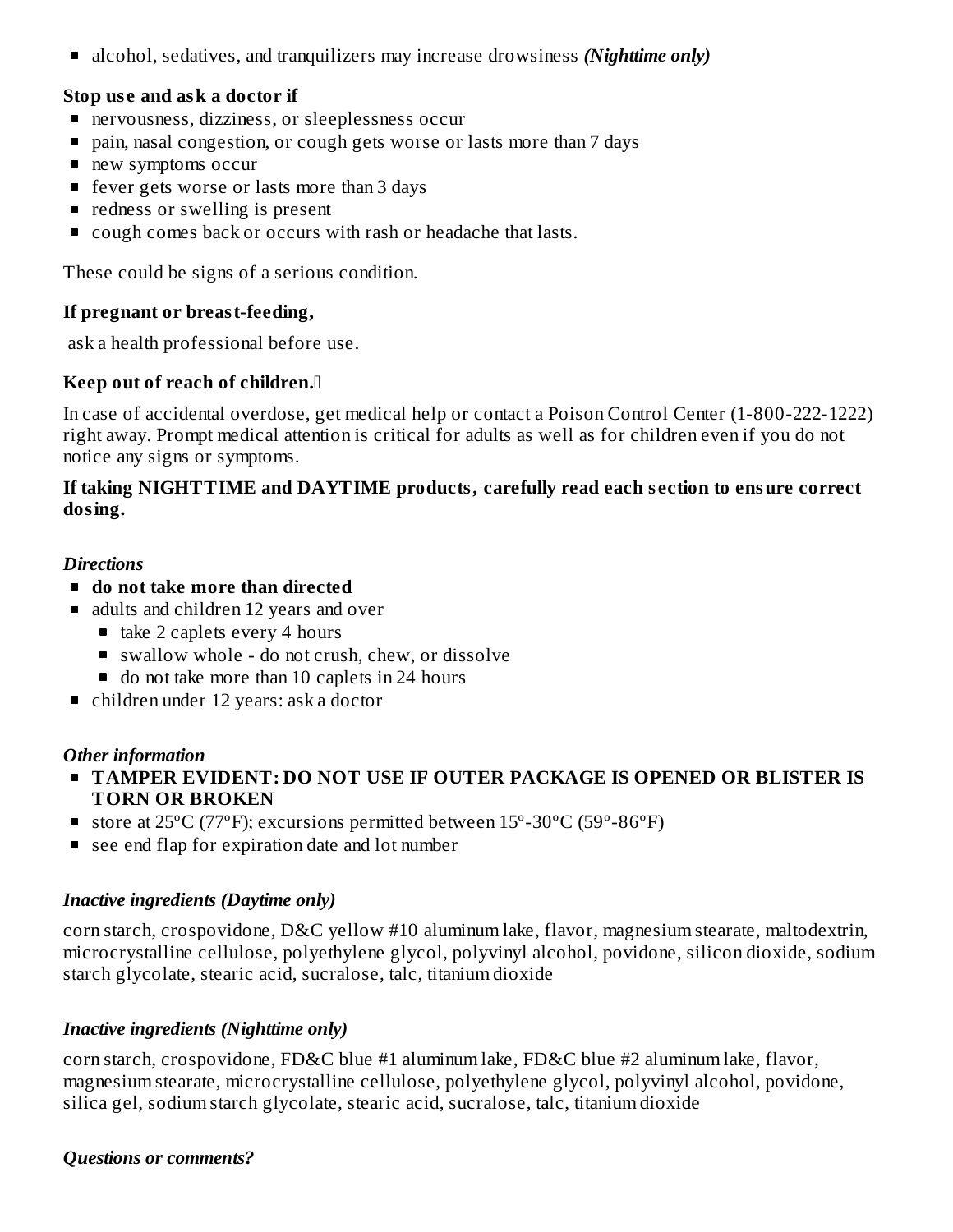- alcohol, sedatives, and tranquilizers may increase drowsiness ***(Nighttime only)***

**Stop use and ask a doctor if**

- nervousness, dizziness, or sleeplessness occur
- pain, nasal congestion, or cough gets worse or lasts more than 7 days
- new symptoms occur
- fever gets worse or lasts more than 3 days
- redness or swelling is present
- cough comes back or occurs with rash or headache that lasts.

These could be signs of a serious condition.

**If pregnant or breast-feeding,**

ask a health professional before use.

**Keep out of reach of children.**

In case of accidental overdose, get medical help or contact a Poison Control Center (1-800-222-1222) right away. Prompt medical attention is critical for adults as well as for children even if you do not notice any signs or symptoms.

**If taking NIGHTTIME and DAYTIME products, carefully read each section to ensure correct dosing.**

***Directions***

- **do not take more than directed**
- adults and children 12 years and over
  - take 2 caplets every 4 hours
  - swallow whole - do not crush, chew, or dissolve
  - do not take more than 10 caplets in 24 hours
- children under 12 years: ask a doctor

***Other information***

- **TAMPER EVIDENT: DO NOT USE IF OUTER PACKAGE IS OPENED OR BLISTER IS TORN OR BROKEN**
- store at 25ºC (77ºF); excursions permitted between 15º-30ºC (59º-86ºF)
- see end flap for expiration date and lot number

***Inactive ingredients (Daytime only)***

corn starch, crospovidone, D&C yellow #10 aluminum lake, flavor, magnesium stearate, maltodextrin, microcrystalline cellulose, polyethylene glycol, polyvinyl alcohol, povidone, silicon dioxide, sodium starch glycolate, stearic acid, sucralose, talc, titanium dioxide

***Inactive ingredients (Nighttime only)***

corn starch, crospovidone, FD&C blue #1 aluminum lake, FD&C blue #2 aluminum lake, flavor, magnesium stearate, microcrystalline cellulose, polyethylene glycol, polyvinyl alcohol, povidone, silica gel, sodium starch glycolate, stearic acid, sucralose, talc, titanium dioxide

***Questions or comments?***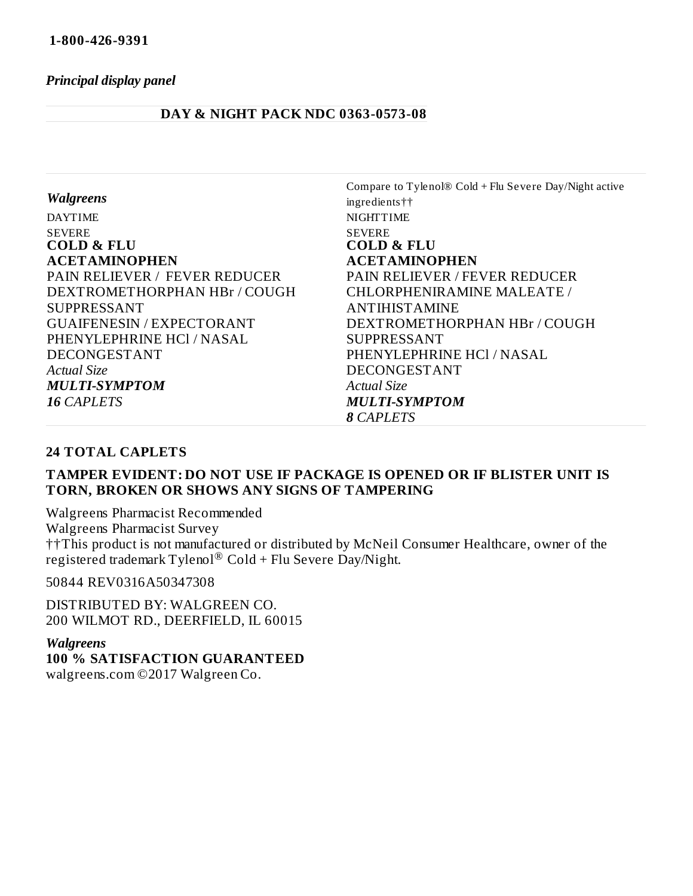**1-800-426-9391**

***Principal display panel***

**DAY & NIGHT PACK NDC 0363-0573-08**

| ***Walgreens*** | Compare to Tylenol® Cold + Flu Severe Day/Night active ingredients†† |
|---|---|
| DAYTIME | NIGHTTIME |
| SEVERE | SEVERE |
| **COLD & FLU** | **COLD & FLU** |
| **ACETAMINOPHEN** | **ACETAMINOPHEN** |
| PAIN RELIEVER / FEVER REDUCER | PAIN RELIEVER / FEVER REDUCER |
| DEXTROMETHORPHAN HBr / COUGH SUPPRESSANT | CHLORPHENIRAMINE MALEATE / ANTIHISTAMINE |
| GUAIFENESIN / EXPECTORANT | DEXTROMETHORPHAN HBr / COUGH SUPPRESSANT |
| PHENYLEPHRINE HCl / NASAL DECONGESTANT | PHENYLEPHRINE HCl / NASAL DECONGESTANT |
| *Actual Size* | *Actual Size* |
| ***MULTI-SYMPTOM*** | ***MULTI-SYMPTOM*** |
| ***16*** *CAPLETS* | ***8*** *CAPLETS* |

**24 TOTAL CAPLETS**

**TAMPER EVIDENT: DO NOT USE IF PACKAGE IS OPENED OR IF BLISTER UNIT IS TORN, BROKEN OR SHOWS ANY SIGNS OF TAMPERING**

Walgreens Pharmacist Recommended
Walgreens Pharmacist Survey
††This product is not manufactured or distributed by McNeil Consumer Healthcare, owner of the registered trademark Tylenol® Cold + Flu Severe Day/Night.

50844 REV0316A50347308

DISTRIBUTED BY: WALGREEN CO.
200 WILMOT RD., DEERFIELD, IL 60015

***Walgreens***
**100 % SATISFACTION GUARANTEED**
walgreens.com ©2017 Walgreen Co.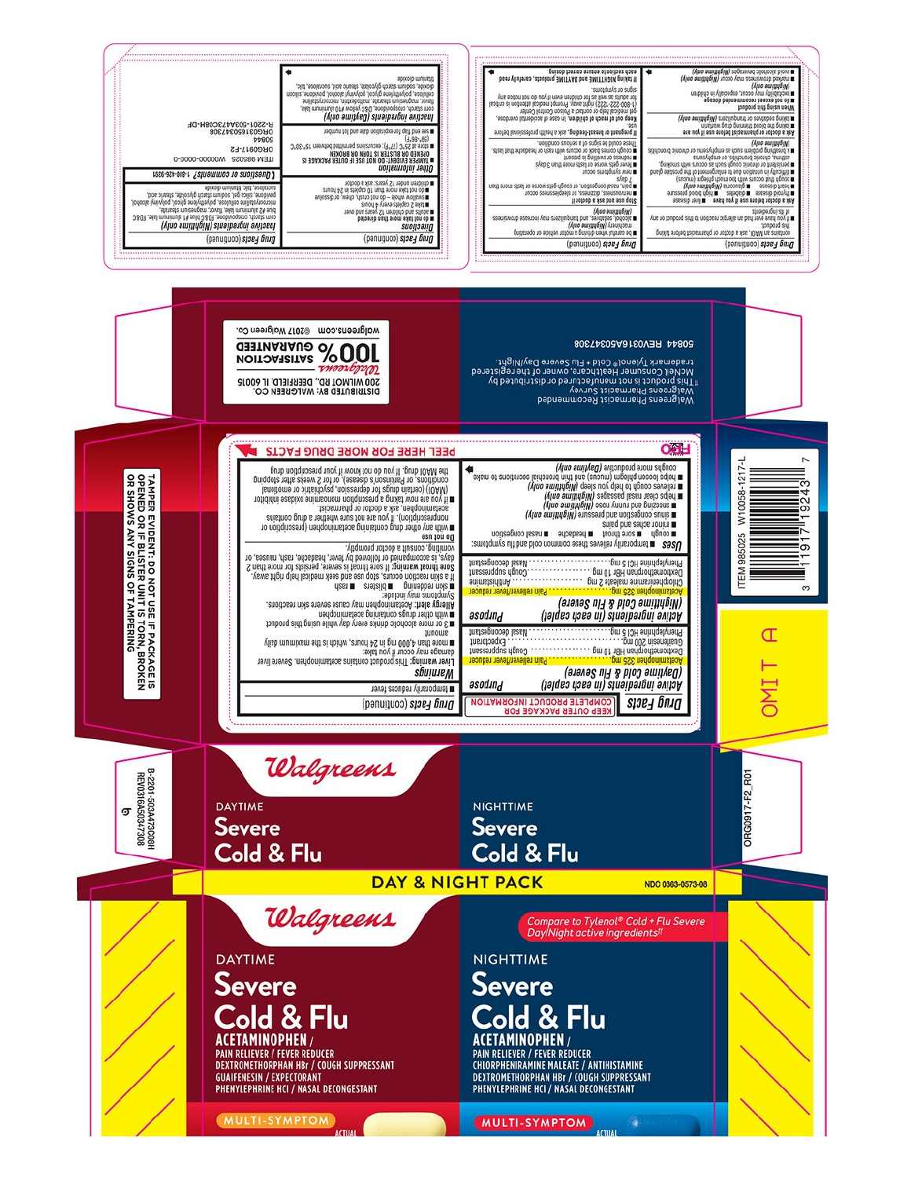Drug Facts (continued)

**Inactive ingredients (Nighttime only)** corn starch, crospovidone, D&C yellow #10 aluminum lake, FD&C blue #1 aluminum lake, flavor, magnesium stearate, microcrystalline cellulose, polyethylene glycol, polyvinyl alcohol, povidone, silica gel, sodium starch glycolate, stearic acid, sucralose, talc, titanium dioxide

**Questions or comments?** 1-800-426-9391

ITEM 985025 W00000-0000-0
ORG0917-F2
50844
ORG031165034473068
R-2201-5034473C08H-DF

Drug Facts (continued)

**Directions**
- **do not take more than directed**
- adults and children 12 years and over
- take 2 caplets every 4 hours
- swallow whole – do not crush, chew, or dissolve
- do not take more than 10 caplets in 24 hours
- children under 12 years: ask a doctor

**Other information**
- **TAMPER EVIDENT: DO NOT USE IF OUTER PACKAGE IS OPENED OR BLISTER IS TORN OR BROKEN**
- store at 25°C (77°F); excursions permitted between 15°-30°C (59°-86°F)
- see end flap for expiration date and lot number

**Inactive ingredients (Daytime only)** corn starch, crospovidone, D&C yellow #10 aluminum lake, flavor, magnesium stearate, maltodextrin, microcrystalline cellulose, polyethylene glycol, polyvinyl alcohol, povidone, silicon dioxide, sodium starch glycolate, stearic acid, sucralose, talc, titanium dioxide

Drug Facts (continued)

- contains an MAOI, ask a doctor or pharmacist before taking this product.
- if you have ever had an allergic reaction to this product or any of its ingredients

**Ask a doctor before use if you have**
- liver disease
- heart disease
- high blood pressure
- thyroid disease
- diabetes
- glaucoma (Nighttime only)
- cough that occurs with too much phlegm (mucus)
- a breathing problem such as occurs with smoking, asthma, chronic bronchitis, or emphysema
- persistent or chronic cough such as occurs with smoking, asthma, or emphysema
- difficulty in urination due to enlargement of the prostate gland (Nighttime only)

**Ask a doctor or pharmacist before use if you are**
- taking the blood thinning drug warfarin
- taking sedatives or tranquilizers (Nighttime only)

**When using this product**
- **do not exceed recommended dosage**
- excitability may occur, especially in children (Nighttime only)
- marked drowsiness may occur (Nighttime only)
- avoid alcoholic beverages (Nighttime only)

Drug Facts (continued)

- be careful when driving a motor vehicle or operating machinery (Nighttime only)
- alcohol, sedatives, and tranquilizers may increase drowsiness (Nighttime only)

**Stop use and ask a doctor if**
- nervousness, dizziness, or sleeplessness occur
- pain, nasal congestion, or cough gets worse or lasts more than 7 days
- fever gets worse or lasts more than 3 days
- redness or swelling is present
- new symptoms occur
- cough comes back or occurs with rash or headache that lasts. These could be signs of a serious condition.

**If pregnant or breast-feeding,** ask a health professional before use.

**Keep out of reach of children.** In case of accidental overdose, get medical help or contact a Poison Control Center (1-800-222-1222) right away. Prompt medical attention is critical for adults as well as for children even if you do not notice any signs or symptoms.

**If taking NIGHTTIME and DAYTIME products,** carefully read each section to ensure correct dosing.

Walgreens Pharmacist Recommended
Walgreens Pharmacist Survey
††This product is not manufactured or distributed by McNeil Consumer Healthcare, owner of the registered trademark Tylenol® Cold + Flu Severe Day/Night.

50844 REV0316A5034473O8

DISTRIBUTED BY: WALGREEN CO.
200 WILMOT RD., DEERFIELD, IL 60015
*Walgreens* 100% SATISFACTION GUARANTEED
walgreens.com ©2017 Walgreen Co.

TAMPER EVIDENT: DO NOT USE IF PACKAGE IS OPENED OR IF BLISTER UNIT IS TORN, BROKEN OR SHOWS ANY SIGNS OF TAMPERING

# Drug Facts

KEEP OUTER PACKAGE FOR COMPLETE PRODUCT INFORMATION

**Active ingredients (in each caplet) (Daytime Cold & Flu Severe)**

| Active ingredients | Purpose |
|---|---|
| Acetaminophen 325 mg | Pain reliever/fever reducer |
| Dextromethorphan HBr 10 mg | Cough suppressant |
| Guaifenesin 200 mg | Expectorant |
| Phenylephrine HCl 5 mg | Nasal decongestant |

**Active ingredients (in each caplet) (Nighttime Cold & Flu Severe)**

| Active ingredients | Purpose |
|---|---|
| Acetaminophen 325 mg | Pain reliever/fever reducer |
| Chlorpheniramine maleate 2 mg | Antihistamine |
| Dextromethorphan HBr 10 mg | Cough suppressant |
| Phenylephrine HCl 5 mg | Nasal decongestant |

**Uses**
- temporarily relieves these common cold and flu symptoms:
  - cough
  - sore throat
  - headache
  - nasal congestion
  - minor aches and pains
  - sinus congestion and pressure
  - sneezing and runny nose (Nighttime only)
  - helps clear nasal passages (Nighttime only)
  - relieves cough to help you sleep (Nighttime only)
- helps loosen phlegm (mucus) and thin bronchial secretions to make coughs more productive (Daytime only)

Drug Facts (continued)

- temporarily reduces fever

**Warnings**

**Liver warning:** This product contains acetaminophen. Severe liver damage may occur if you take:
- more than 4,000 mg in 24 hours, which is the maximum daily amount
- with other drugs containing acetaminophen
- 3 or more alcoholic drinks every day while using this product

**Allergy alert:** Acetaminophen may cause severe skin reactions. Symptoms may include:
- skin reddening
- blisters
- rash

If a skin reaction occurs, stop use and seek medical help right away.

**Sore throat warning:** If sore throat is severe, persists for more than 2 days, is accompanied or followed by fever, headache, rash, nausea, or vomiting, consult a doctor promptly.

**Do not use**
- with any other drug containing acetaminophen (prescription or nonprescription). If you are not sure whether a drug contains acetaminophen, ask a doctor or pharmacist.
- if you are now taking a prescription monoamine oxidase inhibitor (MAOI) (certain drugs for depression, psychiatric or emotional conditions, or Parkinson's disease), or for 2 weeks after stopping the MAOI drug. If you do not know if your prescription drug

PEEL HERE FOR MORE DRUG FACTS

ITEM 985025 W10058-1217-L

3 11917 19243 7

OMIT A

B-2201-5034473C08H
REV0316A5034473O8

ORG0917-F2_R01

*Walgreens*

DAYTIME
**Severe Cold & Flu**

NIGHTTIME
**Severe Cold & Flu**

**DAY & NIGHT PACK**

NDC 0363-0573-08

*Walgreens*

*Compare to Tylenol® Cold + Flu Severe Day/Night active ingredients††*

DAYTIME
# Severe Cold & Flu
**ACETAMINOPHEN /**
PAIN RELIEVER / FEVER REDUCER
DEXTROMETHORPHAN HBr / COUGH SUPPRESSANT
GUAIFENESIN / EXPECTORANT
PHENYLEPHRINE HCl / NASAL DECONGESTANT

MULTI-SYMPTOM

ACTUAL

NIGHTTIME
# Severe Cold & Flu
**ACETAMINOPHEN /**
PAIN RELIEVER / FEVER REDUCER
CHLORPHENIRAMINE MALEATE / ANTIHISTAMINE
DEXTROMETHORPHAN HBr / COUGH SUPPRESSANT
PHENYLEPHRINE HCl / NASAL DECONGESTANT

MULTI-SYMPTOM

ACTUAL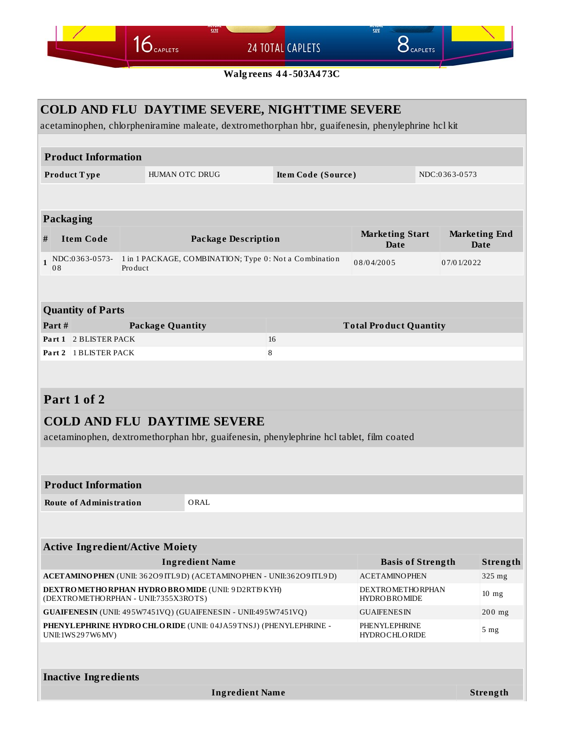16 CAPLETS 24 TOTAL CAPLETS 8 CAPLETS

**Walgreens 44-503A473C**

# COLD AND FLU DAYTIME SEVERE, NIGHTTIME SEVERE

acetaminophen, chlorpheniramine maleate, dextromethorphan hbr, guaifenesin, phenylephrine hcl kit

| Product Information | | | |
|---|---|---|---|
| **Product Type** | HUMAN OTC DRUG | **Item Code (Source)** | NDC:0363-0573 |

| Packaging | | | | |
|---|---|---|---|---|
| **#** | **Item Code** | **Package Description** | **Marketing Start Date** | **Marketing End Date** |
| 1 | NDC:0363-0573-08 | 1 in 1 PACKAGE, COMBINATION; Type 0: Not a Combination Product | 08/04/2005 | 07/01/2022 |

| Quantity of Parts | | |
|---|---|---|
| **Part #** | **Package Quantity** | **Total Product Quantity** |
| **Part 1** | 2 BLISTER PACK | 16 |
| **Part 2** | 1 BLISTER PACK | 8 |

## Part 1 of 2

## COLD AND FLU DAYTIME SEVERE

acetaminophen, dextromethorphan hbr, guaifenesin, phenylephrine hcl tablet, film coated

| Product Information | |
|---|---|
| **Route of Administration** | ORAL |

| Active Ingredient/Active Moiety | | |
|---|---|---|
| **Ingredient Name** | **Basis of Strength** | **Strength** |
| **ACETAMINOPHEN** (UNII: 362O9ITL9D) (ACETAMINOPHEN - UNII:362O9ITL9D) | ACETAMINOPHEN | 325 mg |
| **DEXTROMETHORPHAN HYDROBROMIDE** (UNII: 9D2RTI9KYH) (DEXTROMETHORPHAN - UNII:7355X3ROTS) | DEXTROMETHORPHAN HYDROBROMIDE | 10 mg |
| **GUAIFENESIN** (UNII: 495W7451VQ) (GUAIFENESIN - UNII:495W7451VQ) | GUAIFENESIN | 200 mg |
| **PHENYLEPHRINE HYDROCHLORIDE** (UNII: 04JA59TNSJ) (PHENYLEPHRINE - UNII:1WS297W6MV) | PHENYLEPHRINE HYDROCHLORIDE | 5 mg |

| Inactive Ingredients | |
|---|---|
| **Ingredient Name** | **Strength** |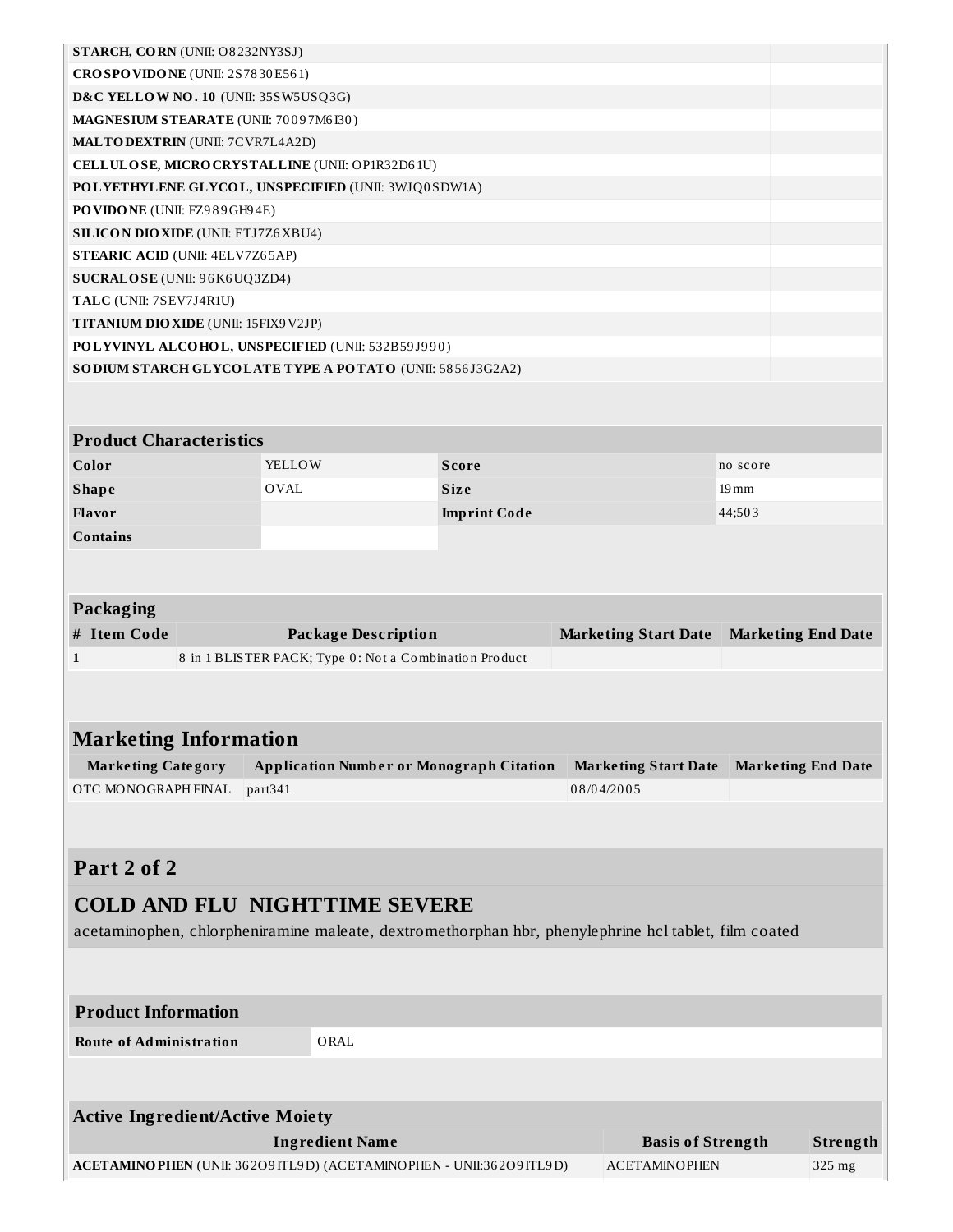| | |
|---|---|
| **STARCH, CORN** (UNII: O8232NY3SJ) | |
| **CROSPOVIDONE** (UNII: 2S7830E561) | |
| **D&C YELLOW NO. 10** (UNII: 35SW5USQ3G) | |
| **MAGNESIUM STEARATE** (UNII: 70097M6I30) | |
| **MALTODEXTRIN** (UNII: 7CVR7L4A2D) | |
| **CELLULOSE, MICROCRYSTALLINE** (UNII: OP1R32D61U) | |
| **POLYETHYLENE GLYCOL, UNSPECIFIED** (UNII: 3WJQ0SDW1A) | |
| **POVIDONE** (UNII: FZ989GH94E) | |
| **SILICON DIOXIDE** (UNII: ETJ7Z6XBU4) | |
| **STEARIC ACID** (UNII: 4ELV7Z65AP) | |
| **SUCRALOSE** (UNII: 96K6UQ3ZD4) | |
| **TALC** (UNII: 7SEV7J4R1U) | |
| **TITANIUM DIOXIDE** (UNII: 15FIX9V2JP) | |
| **POLYVINYL ALCOHOL, UNSPECIFIED** (UNII: 532B59J990) | |
| **SODIUM STARCH GLYCOLATE TYPE A POTATO** (UNII: 5856J3G2A2) | |

| Product Characteristics | | | |
|---|---|---|---|
| **Color** | YELLOW | **Score** | no score |
| **Shape** | OVAL | **Size** | 19mm |
| **Flavor** | | **Imprint Code** | 44;503 |
| **Contains** | | | |

**Packaging**

| # | Item Code | Package Description | Marketing Start Date | Marketing End Date |
|---|---|---|---|---|
| 1 | | 8 in 1 BLISTER PACK; Type 0: Not a Combination Product | | |

## Marketing Information

| Marketing Category | Application Number or Monograph Citation | Marketing Start Date | Marketing End Date |
|---|---|---|---|
| OTC MONOGRAPH FINAL | part341 | 08/04/2005 | |

## Part 2 of 2

## COLD AND FLU NIGHTTIME SEVERE

acetaminophen, chlorpheniramine maleate, dextromethorphan hbr, phenylephrine hcl tablet, film coated

| Product Information | |
|---|---|
| **Route of Administration** | ORAL |

**Active Ingredient/Active Moiety**

| Ingredient Name | Basis of Strength | Strength |
|---|---|---|
| **ACETAMINOPHEN** (UNII: 362O9ITL9D) (ACETAMINOPHEN - UNII:362O9ITL9D) | ACETAMINOPHEN | 325 mg |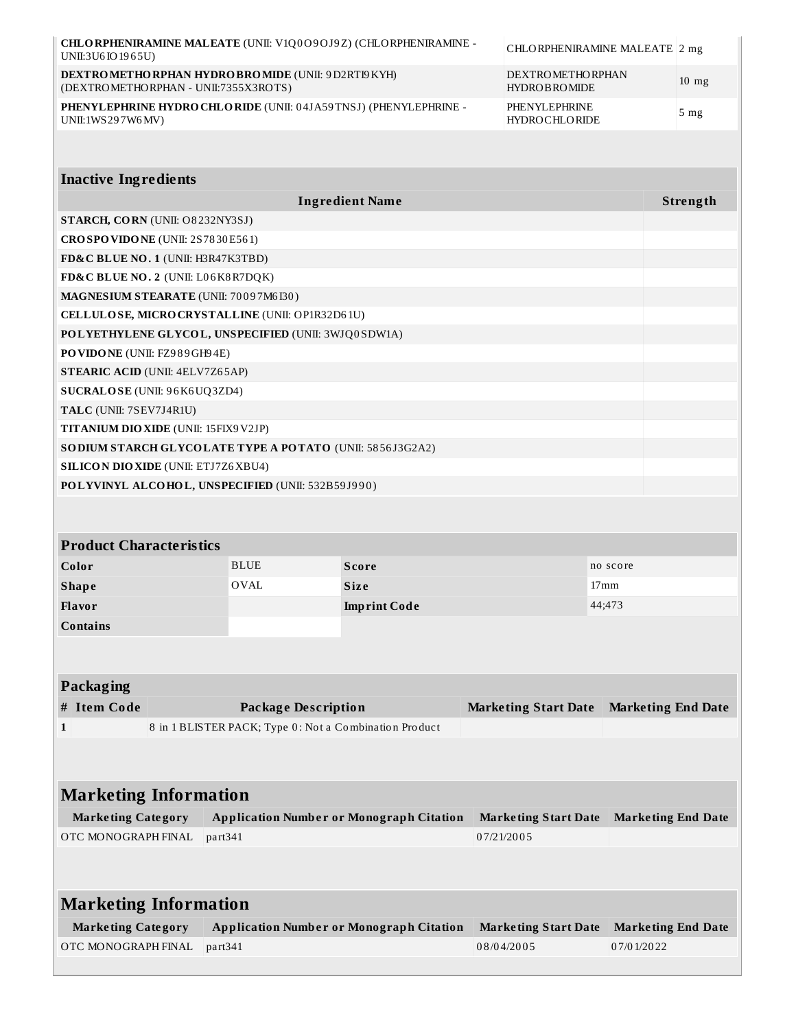| | | |
|---|---|---|
| **CHLORPHENIRAMINE MALEATE** (UNII: V1Q0O9OJ9Z) (CHLORPHENIRAMINE - UNII:3U6IO1965U) | CHLORPHENIRAMINE MALEATE | 2 mg |
| **DEXTROMETHORPHAN HYDROBROMIDE** (UNII: 9D2RTI9KYH) (DEXTROMETHORPHAN - UNII:7355X3ROTS) | DEXTROMETHORPHAN HYDROBROMIDE | 10 mg |
| **PHENYLEPHRINE HYDROCHLORIDE** (UNII: 04JA59TNSJ) (PHENYLEPHRINE - UNII:1WS297W6MV) | PHENYLEPHRINE HYDROCHLORIDE | 5 mg |

## Inactive Ingredients

| Ingredient Name | Strength |
|---|---|
| **STARCH, CORN** (UNII: O8232NY3SJ) | |
| **CROSPOVIDONE** (UNII: 2S7830E561) | |
| **FD&C BLUE NO. 1** (UNII: H3R47K3TBD) | |
| **FD&C BLUE NO. 2** (UNII: L06K8R7DQK) | |
| **MAGNESIUM STEARATE** (UNII: 70097M6I30) | |
| **CELLULOSE, MICROCRYSTALLINE** (UNII: OP1R32D61U) | |
| **POLYETHYLENE GLYCOL, UNSPECIFIED** (UNII: 3WJQ0SDW1A) | |
| **POVIDONE** (UNII: FZ989GH94E) | |
| **STEARIC ACID** (UNII: 4ELV7Z65AP) | |
| **SUCRALOSE** (UNII: 96K6UQ3ZD4) | |
| **TALC** (UNII: 7SEV7J4R1U) | |
| **TITANIUM DIOXIDE** (UNII: 15FIX9V2JP) | |
| **SODIUM STARCH GLYCOLATE TYPE A POTATO** (UNII: 5856J3G2A2) | |
| **SILICON DIOXIDE** (UNII: ETJ7Z6XBU4) | |
| **POLYVINYL ALCOHOL, UNSPECIFIED** (UNII: 532B59J990) | |

## Product Characteristics

| | | | |
|---|---|---|---|
| **Color** | BLUE | **Score** | no score |
| **Shape** | OVAL | **Size** | 17mm |
| **Flavor** | | **Imprint Code** | 44;473 |
| **Contains** | | | |

## Packaging

| # | Item Code | Package Description | Marketing Start Date | Marketing End Date |
|---|---|---|---|---|
| 1 | | 8 in 1 BLISTER PACK; Type 0: Not a Combination Product | | |

## Marketing Information

| Marketing Category | Application Number or Monograph Citation | Marketing Start Date | Marketing End Date |
|---|---|---|---|
| OTC MONOGRAPH FINAL | part341 | 07/21/2005 | |

## Marketing Information

| Marketing Category | Application Number or Monograph Citation | Marketing Start Date | Marketing End Date |
|---|---|---|---|
| OTC MONOGRAPH FINAL | part341 | 08/04/2005 | 07/01/2022 |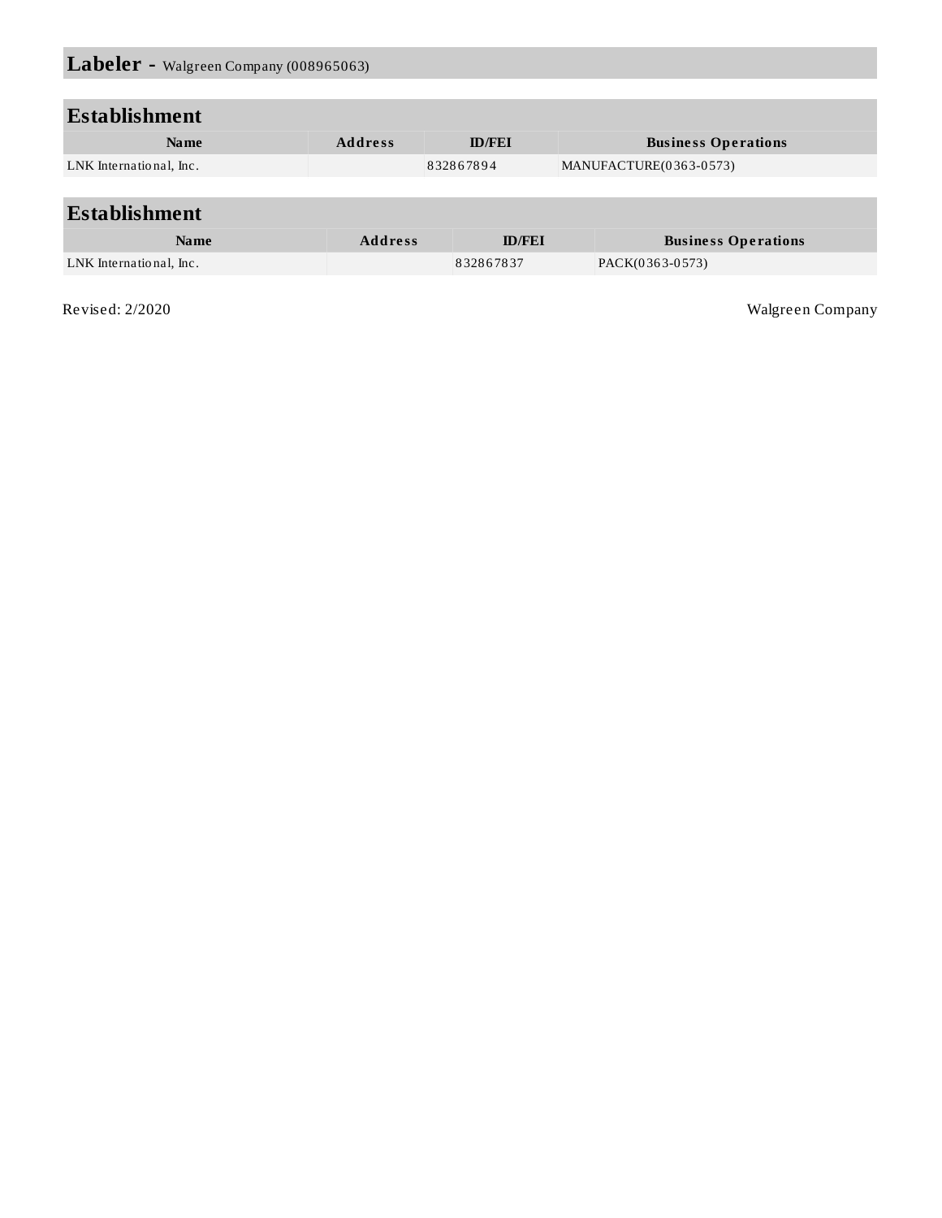## Labeler - Walgreen Company (008965063)

## Establishment

| Name | Address | ID/FEI | Business Operations |
| --- | --- | --- | --- |
| LNK International, Inc. | | 832867894 | MANUFACTURE(0363-0573) |

## Establishment

| Name | Address | ID/FEI | Business Operations |
| --- | --- | --- | --- |
| LNK International, Inc. | | 832867837 | PACK(0363-0573) |

Revised: 2/2020

Walgreen Company